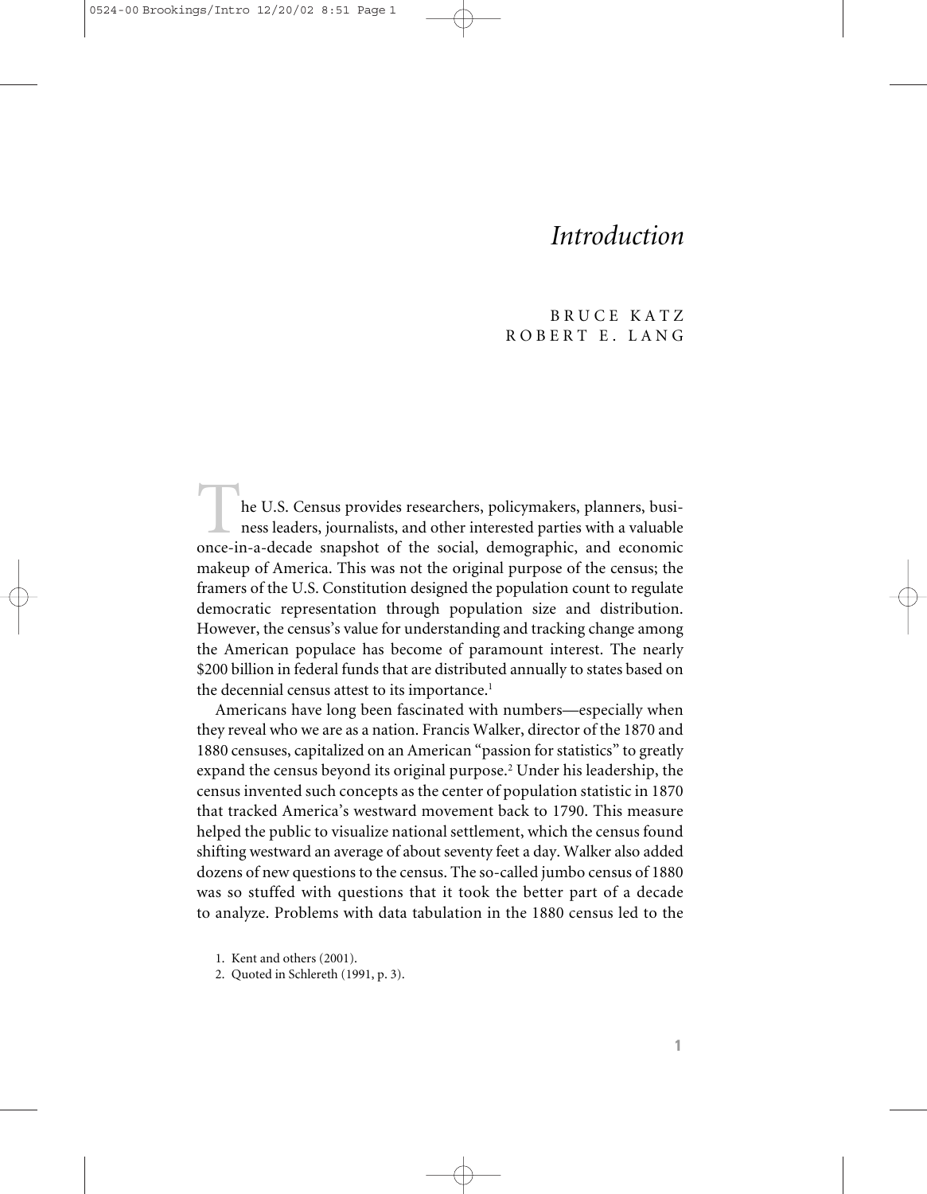# Introduction

BRUCE KATZ
ROBERT E. LANG

The U.S. Census provides researchers, policymakers, planners, business leaders, journalists, and other interested parties with a valuable once-in-a-decade snapshot of the social, demographic, and economic makeup of America. This was not the original purpose of the census; the framers of the U.S. Constitution designed the population count to regulate democratic representation through population size and distribution. However, the census's value for understanding and tracking change among the American populace has become of paramount interest. The nearly $200 billion in federal funds that are distributed annually to states based on the decennial census attest to its importance.[1]

Americans have long been fascinated with numbers—especially when they reveal who we are as a nation. Francis Walker, director of the 1870 and 1880 censuses, capitalized on an American "passion for statistics" to greatly expand the census beyond its original purpose.[2] Under his leadership, the census invented such concepts as the center of population statistic in 1870 that tracked America's westward movement back to 1790. This measure helped the public to visualize national settlement, which the census found shifting westward an average of about seventy feet a day. Walker also added dozens of new questions to the census. The so-called jumbo census of 1880 was so stuffed with questions that it took the better part of a decade to analyze. Problems with data tabulation in the 1880 census led to the

1. Kent and others (2001).
2. Quoted in Schlereth (1991, p. 3).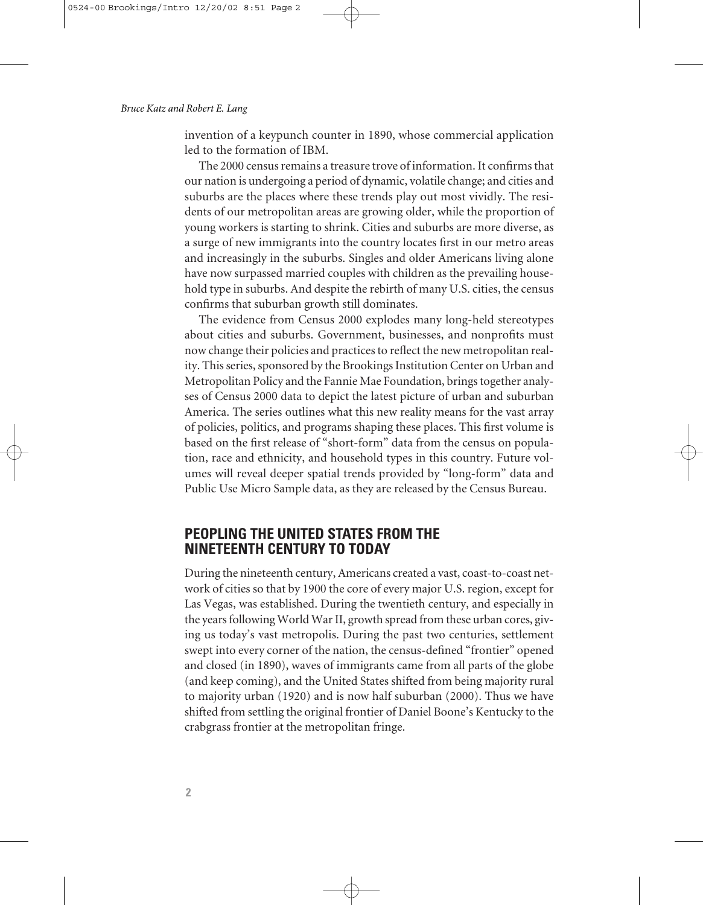invention of a keypunch counter in 1890, whose commercial application led to the formation of IBM.

The 2000 census remains a treasure trove of information. It confirms that our nation is undergoing a period of dynamic, volatile change; and cities and suburbs are the places where these trends play out most vividly. The residents of our metropolitan areas are growing older, while the proportion of young workers is starting to shrink. Cities and suburbs are more diverse, as a surge of new immigrants into the country locates first in our metro areas and increasingly in the suburbs. Singles and older Americans living alone have now surpassed married couples with children as the prevailing household type in suburbs. And despite the rebirth of many U.S. cities, the census confirms that suburban growth still dominates.

The evidence from Census 2000 explodes many long-held stereotypes about cities and suburbs. Government, businesses, and nonprofits must now change their policies and practices to reflect the new metropolitan reality. This series, sponsored by the Brookings Institution Center on Urban and Metropolitan Policy and the Fannie Mae Foundation, brings together analyses of Census 2000 data to depict the latest picture of urban and suburban America. The series outlines what this new reality means for the vast array of policies, politics, and programs shaping these places. This first volume is based on the first release of "short-form" data from the census on population, race and ethnicity, and household types in this country. Future volumes will reveal deeper spatial trends provided by "long-form" data and Public Use Micro Sample data, as they are released by the Census Bureau.

## PEOPLING THE UNITED STATES FROM THE NINETEENTH CENTURY TO TODAY

During the nineteenth century, Americans created a vast, coast-to-coast network of cities so that by 1900 the core of every major U.S. region, except for Las Vegas, was established. During the twentieth century, and especially in the years following World War II, growth spread from these urban cores, giving us today's vast metropolis. During the past two centuries, settlement swept into every corner of the nation, the census-defined "frontier" opened and closed (in 1890), waves of immigrants came from all parts of the globe (and keep coming), and the United States shifted from being majority rural to majority urban (1920) and is now half suburban (2000). Thus we have shifted from settling the original frontier of Daniel Boone's Kentucky to the crabgrass frontier at the metropolitan fringe.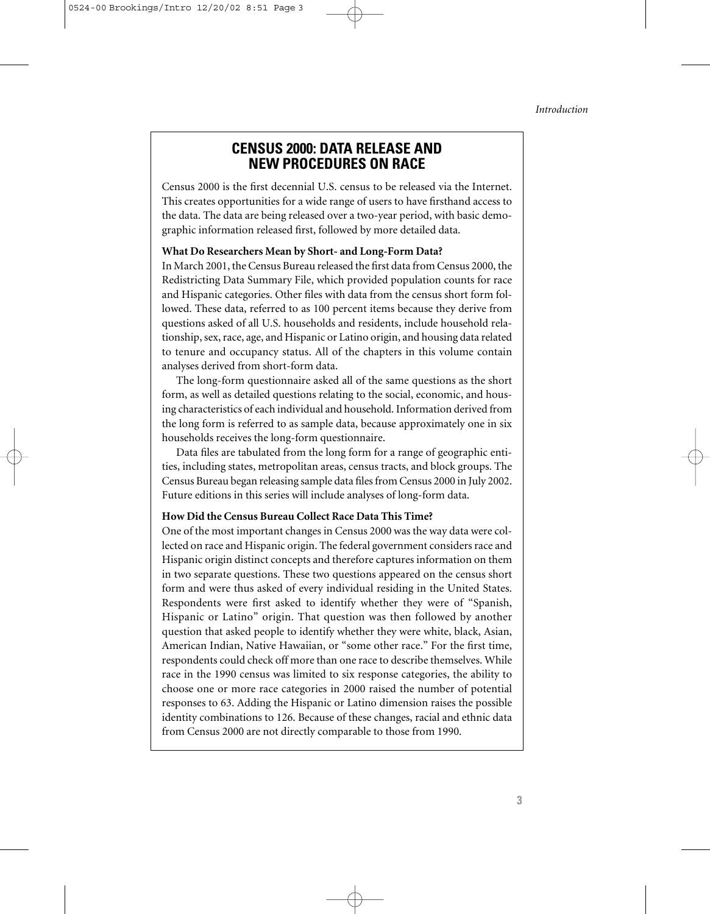## CENSUS 2000: DATA RELEASE AND NEW PROCEDURES ON RACE

Census 2000 is the first decennial U.S. census to be released via the Internet. This creates opportunities for a wide range of users to have firsthand access to the data. The data are being released over a two-year period, with basic demographic information released first, followed by more detailed data.

**What Do Researchers Mean by Short- and Long-Form Data?**

In March 2001, the Census Bureau released the first data from Census 2000, the Redistricting Data Summary File, which provided population counts for race and Hispanic categories. Other files with data from the census short form followed. These data, referred to as 100 percent items because they derive from questions asked of all U.S. households and residents, include household relationship, sex, race, age, and Hispanic or Latino origin, and housing data related to tenure and occupancy status. All of the chapters in this volume contain analyses derived from short-form data.

The long-form questionnaire asked all of the same questions as the short form, as well as detailed questions relating to the social, economic, and housing characteristics of each individual and household. Information derived from the long form is referred to as sample data, because approximately one in six households receives the long-form questionnaire.

Data files are tabulated from the long form for a range of geographic entities, including states, metropolitan areas, census tracts, and block groups. The Census Bureau began releasing sample data files from Census 2000 in July 2002. Future editions in this series will include analyses of long-form data.

**How Did the Census Bureau Collect Race Data This Time?**

One of the most important changes in Census 2000 was the way data were collected on race and Hispanic origin. The federal government considers race and Hispanic origin distinct concepts and therefore captures information on them in two separate questions. These two questions appeared on the census short form and were thus asked of every individual residing in the United States. Respondents were first asked to identify whether they were of "Spanish, Hispanic or Latino" origin. That question was then followed by another question that asked people to identify whether they were white, black, Asian, American Indian, Native Hawaiian, or "some other race." For the first time, respondents could check off more than one race to describe themselves. While race in the 1990 census was limited to six response categories, the ability to choose one or more race categories in 2000 raised the number of potential responses to 63. Adding the Hispanic or Latino dimension raises the possible identity combinations to 126. Because of these changes, racial and ethnic data from Census 2000 are not directly comparable to those from 1990.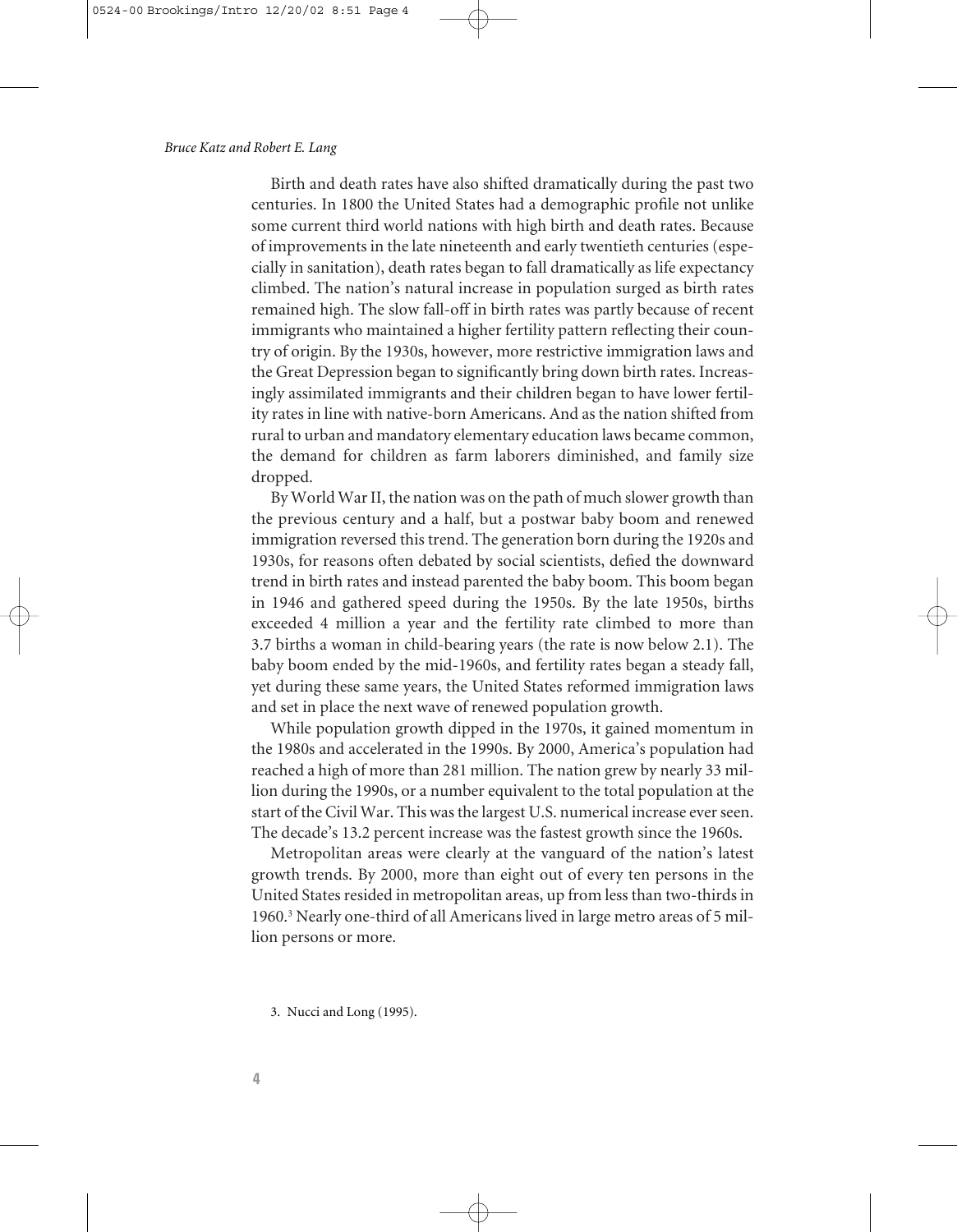Birth and death rates have also shifted dramatically during the past two centuries. In 1800 the United States had a demographic profile not unlike some current third world nations with high birth and death rates. Because of improvements in the late nineteenth and early twentieth centuries (especially in sanitation), death rates began to fall dramatically as life expectancy climbed. The nation's natural increase in population surged as birth rates remained high. The slow fall-off in birth rates was partly because of recent immigrants who maintained a higher fertility pattern reflecting their country of origin. By the 1930s, however, more restrictive immigration laws and the Great Depression began to significantly bring down birth rates. Increasingly assimilated immigrants and their children began to have lower fertility rates in line with native-born Americans. And as the nation shifted from rural to urban and mandatory elementary education laws became common, the demand for children as farm laborers diminished, and family size dropped.

By World War II, the nation was on the path of much slower growth than the previous century and a half, but a postwar baby boom and renewed immigration reversed this trend. The generation born during the 1920s and 1930s, for reasons often debated by social scientists, defied the downward trend in birth rates and instead parented the baby boom. This boom began in 1946 and gathered speed during the 1950s. By the late 1950s, births exceeded 4 million a year and the fertility rate climbed to more than 3.7 births a woman in child-bearing years (the rate is now below 2.1). The baby boom ended by the mid-1960s, and fertility rates began a steady fall, yet during these same years, the United States reformed immigration laws and set in place the next wave of renewed population growth.

While population growth dipped in the 1970s, it gained momentum in the 1980s and accelerated in the 1990s. By 2000, America's population had reached a high of more than 281 million. The nation grew by nearly 33 million during the 1990s, or a number equivalent to the total population at the start of the Civil War. This was the largest U.S. numerical increase ever seen. The decade's 13.2 percent increase was the fastest growth since the 1960s.

Metropolitan areas were clearly at the vanguard of the nation's latest growth trends. By 2000, more than eight out of every ten persons in the United States resided in metropolitan areas, up from less than two-thirds in 1960.[3] Nearly one-third of all Americans lived in large metro areas of 5 million persons or more.

3. Nucci and Long (1995).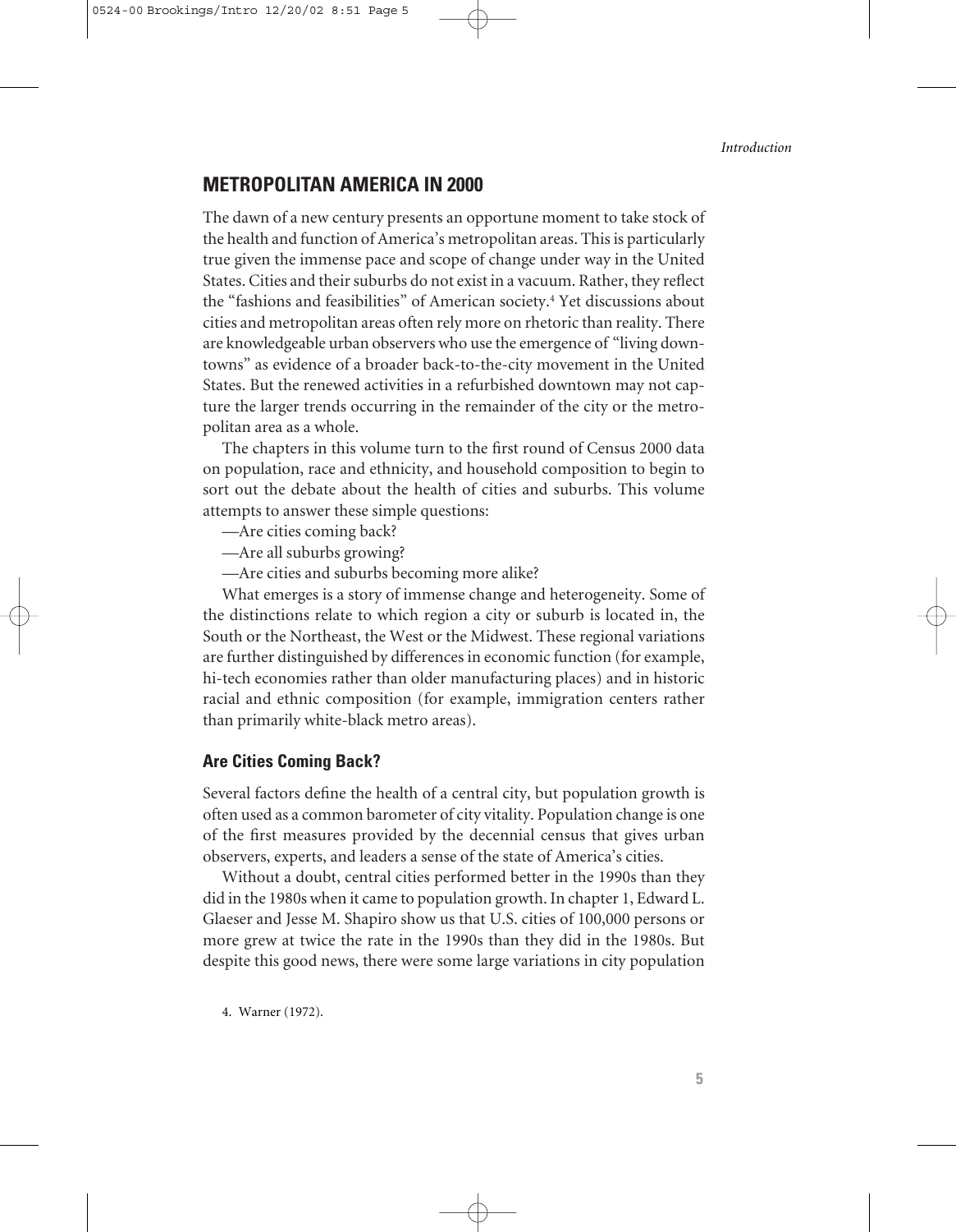## METROPOLITAN AMERICA IN 2000

The dawn of a new century presents an opportune moment to take stock of the health and function of America's metropolitan areas. This is particularly true given the immense pace and scope of change under way in the United States. Cities and their suburbs do not exist in a vacuum. Rather, they reflect the "fashions and feasibilities" of American society.[4] Yet discussions about cities and metropolitan areas often rely more on rhetoric than reality. There are knowledgeable urban observers who use the emergence of "living downtowns" as evidence of a broader back-to-the-city movement in the United States. But the renewed activities in a refurbished downtown may not capture the larger trends occurring in the remainder of the city or the metropolitan area as a whole.

The chapters in this volume turn to the first round of Census 2000 data on population, race and ethnicity, and household composition to begin to sort out the debate about the health of cities and suburbs. This volume attempts to answer these simple questions:

—Are cities coming back?

—Are all suburbs growing?

—Are cities and suburbs becoming more alike?

What emerges is a story of immense change and heterogeneity. Some of the distinctions relate to which region a city or suburb is located in, the South or the Northeast, the West or the Midwest. These regional variations are further distinguished by differences in economic function (for example, hi-tech economies rather than older manufacturing places) and in historic racial and ethnic composition (for example, immigration centers rather than primarily white-black metro areas).

### Are Cities Coming Back?

Several factors define the health of a central city, but population growth is often used as a common barometer of city vitality. Population change is one of the first measures provided by the decennial census that gives urban observers, experts, and leaders a sense of the state of America's cities.

Without a doubt, central cities performed better in the 1990s than they did in the 1980s when it came to population growth. In chapter 1, Edward L. Glaeser and Jesse M. Shapiro show us that U.S. cities of 100,000 persons or more grew at twice the rate in the 1990s than they did in the 1980s. But despite this good news, there were some large variations in city population

4. Warner (1972).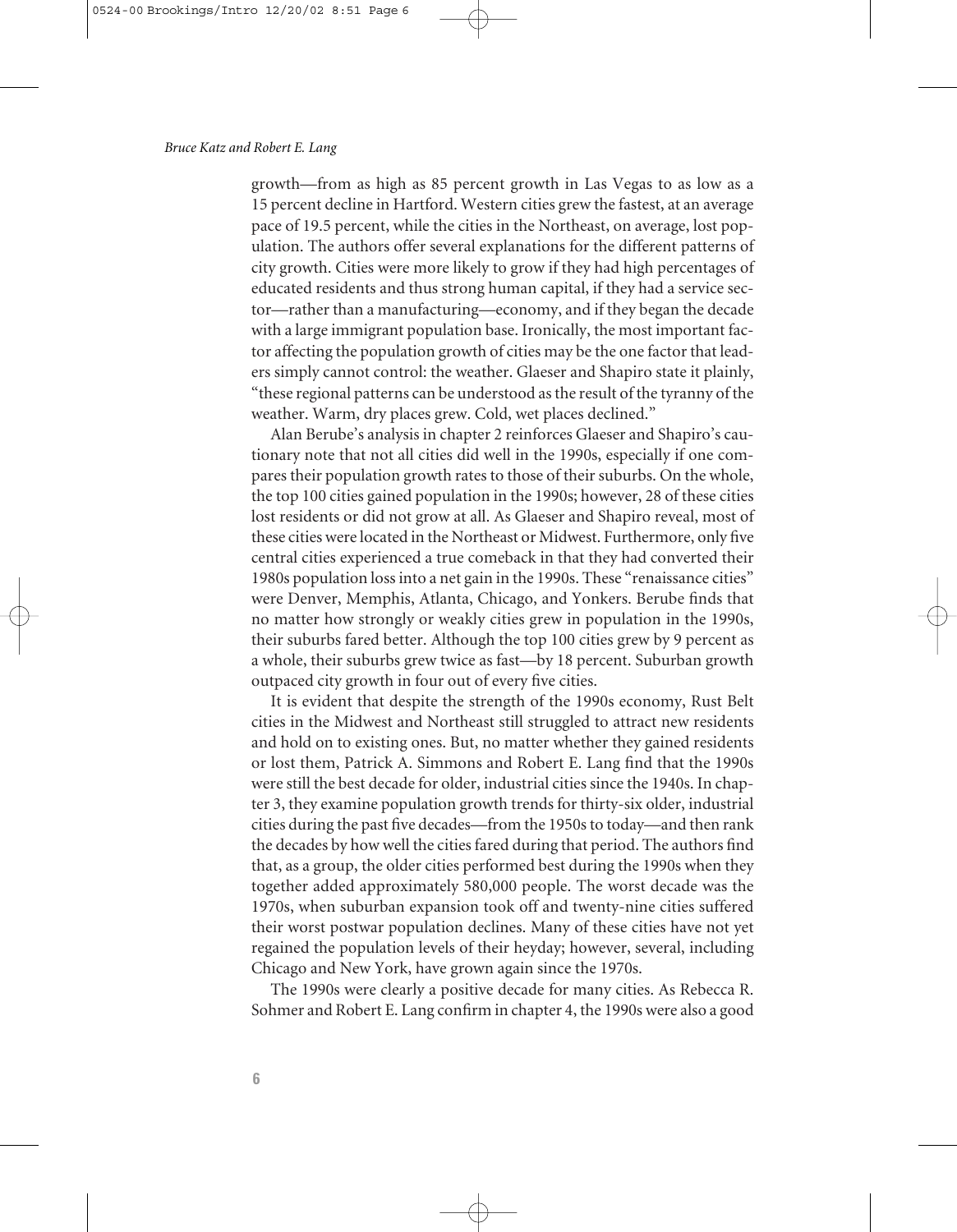growth—from as high as 85 percent growth in Las Vegas to as low as a 15 percent decline in Hartford. Western cities grew the fastest, at an average pace of 19.5 percent, while the cities in the Northeast, on average, lost population. The authors offer several explanations for the different patterns of city growth. Cities were more likely to grow if they had high percentages of educated residents and thus strong human capital, if they had a service sector—rather than a manufacturing—economy, and if they began the decade with a large immigrant population base. Ironically, the most important factor affecting the population growth of cities may be the one factor that leaders simply cannot control: the weather. Glaeser and Shapiro state it plainly, "these regional patterns can be understood as the result of the tyranny of the weather. Warm, dry places grew. Cold, wet places declined."

Alan Berube's analysis in chapter 2 reinforces Glaeser and Shapiro's cautionary note that not all cities did well in the 1990s, especially if one compares their population growth rates to those of their suburbs. On the whole, the top 100 cities gained population in the 1990s; however, 28 of these cities lost residents or did not grow at all. As Glaeser and Shapiro reveal, most of these cities were located in the Northeast or Midwest. Furthermore, only five central cities experienced a true comeback in that they had converted their 1980s population loss into a net gain in the 1990s. These "renaissance cities" were Denver, Memphis, Atlanta, Chicago, and Yonkers. Berube finds that no matter how strongly or weakly cities grew in population in the 1990s, their suburbs fared better. Although the top 100 cities grew by 9 percent as a whole, their suburbs grew twice as fast—by 18 percent. Suburban growth outpaced city growth in four out of every five cities.

It is evident that despite the strength of the 1990s economy, Rust Belt cities in the Midwest and Northeast still struggled to attract new residents and hold on to existing ones. But, no matter whether they gained residents or lost them, Patrick A. Simmons and Robert E. Lang find that the 1990s were still the best decade for older, industrial cities since the 1940s. In chapter 3, they examine population growth trends for thirty-six older, industrial cities during the past five decades—from the 1950s to today—and then rank the decades by how well the cities fared during that period. The authors find that, as a group, the older cities performed best during the 1990s when they together added approximately 580,000 people. The worst decade was the 1970s, when suburban expansion took off and twenty-nine cities suffered their worst postwar population declines. Many of these cities have not yet regained the population levels of their heyday; however, several, including Chicago and New York, have grown again since the 1970s.

The 1990s were clearly a positive decade for many cities. As Rebecca R. Sohmer and Robert E. Lang confirm in chapter 4, the 1990s were also a good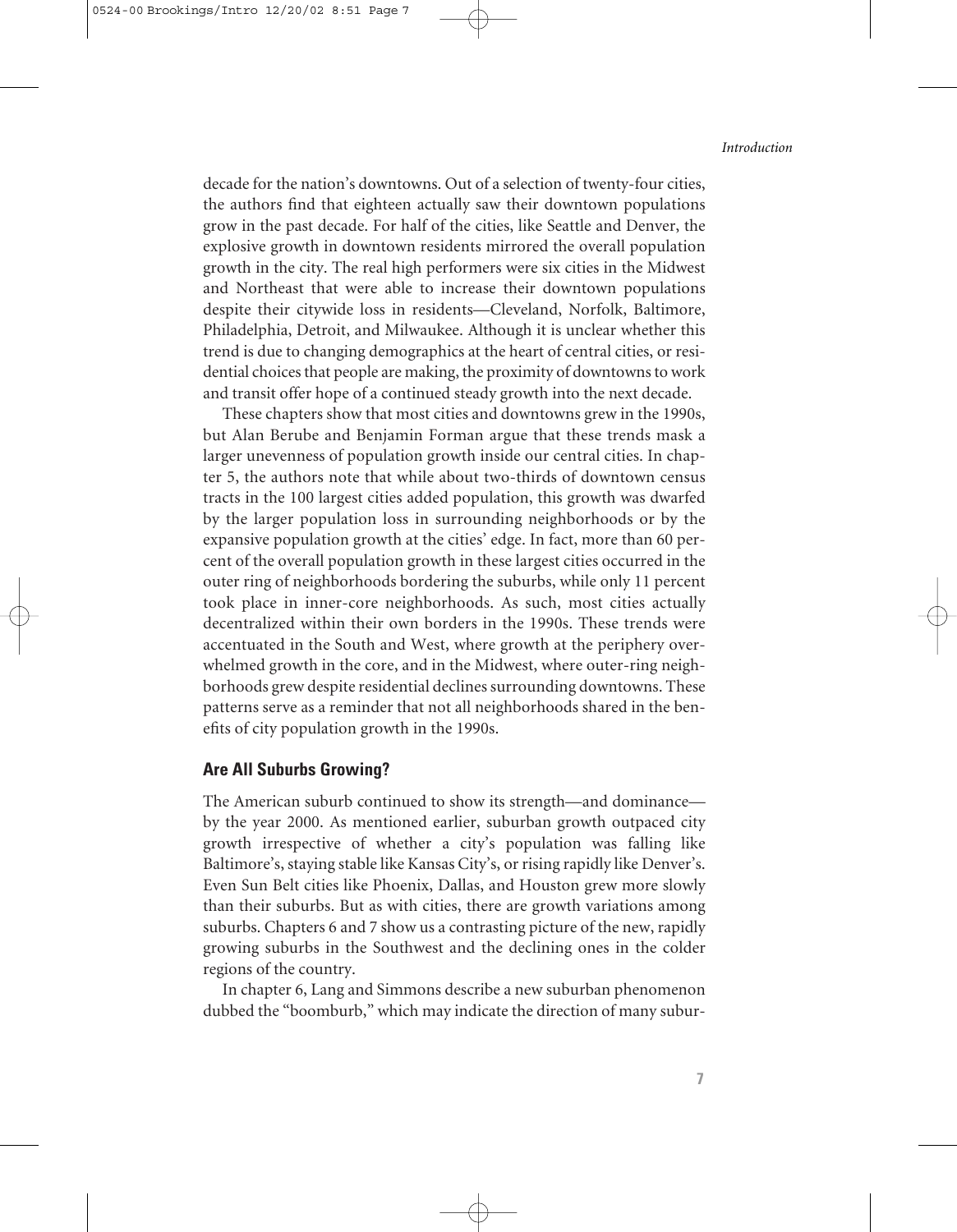decade for the nation's downtowns. Out of a selection of twenty-four cities, the authors find that eighteen actually saw their downtown populations grow in the past decade. For half of the cities, like Seattle and Denver, the explosive growth in downtown residents mirrored the overall population growth in the city. The real high performers were six cities in the Midwest and Northeast that were able to increase their downtown populations despite their citywide loss in residents—Cleveland, Norfolk, Baltimore, Philadelphia, Detroit, and Milwaukee. Although it is unclear whether this trend is due to changing demographics at the heart of central cities, or residential choices that people are making, the proximity of downtowns to work and transit offer hope of a continued steady growth into the next decade.

These chapters show that most cities and downtowns grew in the 1990s, but Alan Berube and Benjamin Forman argue that these trends mask a larger unevenness of population growth inside our central cities. In chapter 5, the authors note that while about two-thirds of downtown census tracts in the 100 largest cities added population, this growth was dwarfed by the larger population loss in surrounding neighborhoods or by the expansive population growth at the cities' edge. In fact, more than 60 percent of the overall population growth in these largest cities occurred in the outer ring of neighborhoods bordering the suburbs, while only 11 percent took place in inner-core neighborhoods. As such, most cities actually decentralized within their own borders in the 1990s. These trends were accentuated in the South and West, where growth at the periphery overwhelmed growth in the core, and in the Midwest, where outer-ring neighborhoods grew despite residential declines surrounding downtowns. These patterns serve as a reminder that not all neighborhoods shared in the benefits of city population growth in the 1990s.

## Are All Suburbs Growing?

The American suburb continued to show its strength—and dominance—by the year 2000. As mentioned earlier, suburban growth outpaced city growth irrespective of whether a city's population was falling like Baltimore's, staying stable like Kansas City's, or rising rapidly like Denver's. Even Sun Belt cities like Phoenix, Dallas, and Houston grew more slowly than their suburbs. But as with cities, there are growth variations among suburbs. Chapters 6 and 7 show us a contrasting picture of the new, rapidly growing suburbs in the Southwest and the declining ones in the colder regions of the country.

In chapter 6, Lang and Simmons describe a new suburban phenomenon dubbed the "boomburb," which may indicate the direction of many subur-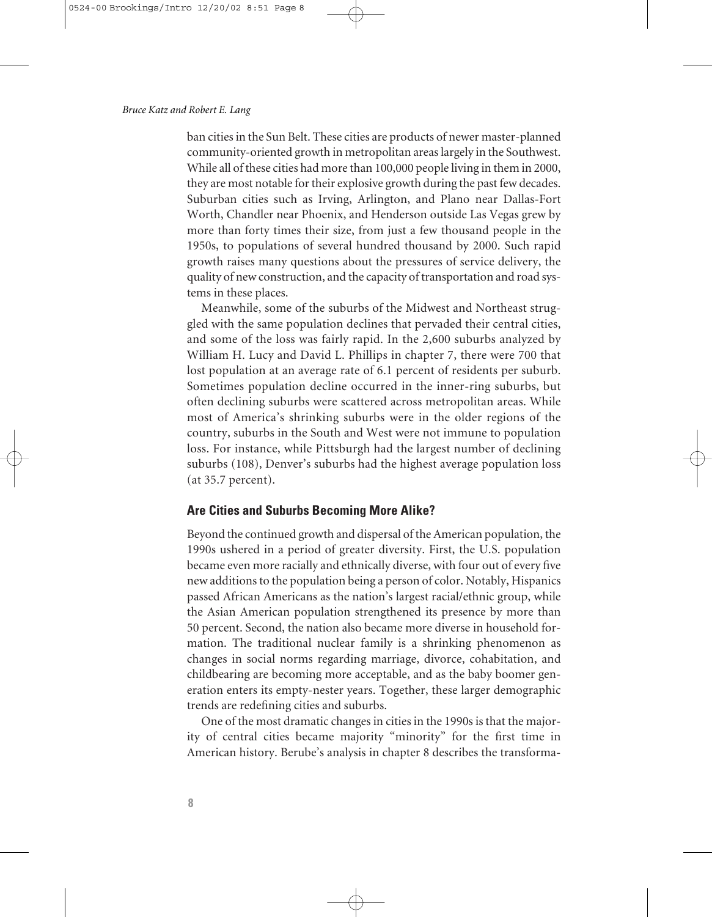ban cities in the Sun Belt. These cities are products of newer master-planned community-oriented growth in metropolitan areas largely in the Southwest. While all of these cities had more than 100,000 people living in them in 2000, they are most notable for their explosive growth during the past few decades. Suburban cities such as Irving, Arlington, and Plano near Dallas-Fort Worth, Chandler near Phoenix, and Henderson outside Las Vegas grew by more than forty times their size, from just a few thousand people in the 1950s, to populations of several hundred thousand by 2000. Such rapid growth raises many questions about the pressures of service delivery, the quality of new construction, and the capacity of transportation and road systems in these places.

Meanwhile, some of the suburbs of the Midwest and Northeast struggled with the same population declines that pervaded their central cities, and some of the loss was fairly rapid. In the 2,600 suburbs analyzed by William H. Lucy and David L. Phillips in chapter 7, there were 700 that lost population at an average rate of 6.1 percent of residents per suburb. Sometimes population decline occurred in the inner-ring suburbs, but often declining suburbs were scattered across metropolitan areas. While most of America's shrinking suburbs were in the older regions of the country, suburbs in the South and West were not immune to population loss. For instance, while Pittsburgh had the largest number of declining suburbs (108), Denver's suburbs had the highest average population loss (at 35.7 percent).

## Are Cities and Suburbs Becoming More Alike?

Beyond the continued growth and dispersal of the American population, the 1990s ushered in a period of greater diversity. First, the U.S. population became even more racially and ethnically diverse, with four out of every five new additions to the population being a person of color. Notably, Hispanics passed African Americans as the nation's largest racial/ethnic group, while the Asian American population strengthened its presence by more than 50 percent. Second, the nation also became more diverse in household formation. The traditional nuclear family is a shrinking phenomenon as changes in social norms regarding marriage, divorce, cohabitation, and childbearing are becoming more acceptable, and as the baby boomer generation enters its empty-nester years. Together, these larger demographic trends are redefining cities and suburbs.

One of the most dramatic changes in cities in the 1990s is that the majority of central cities became majority "minority" for the first time in American history. Berube's analysis in chapter 8 describes the transforma-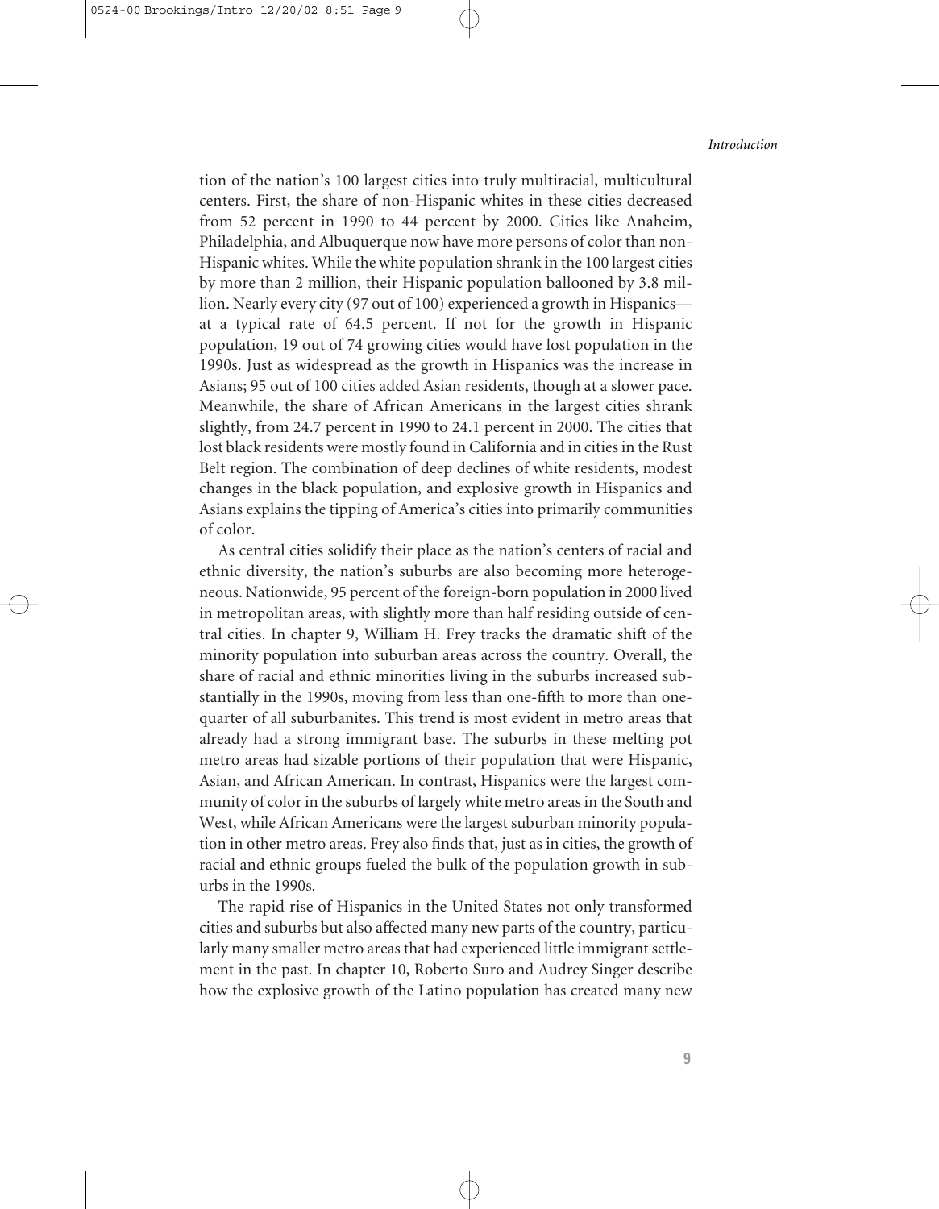tion of the nation's 100 largest cities into truly multiracial, multicultural centers. First, the share of non-Hispanic whites in these cities decreased from 52 percent in 1990 to 44 percent by 2000. Cities like Anaheim, Philadelphia, and Albuquerque now have more persons of color than non-Hispanic whites. While the white population shrank in the 100 largest cities by more than 2 million, their Hispanic population ballooned by 3.8 million. Nearly every city (97 out of 100) experienced a growth in Hispanics—at a typical rate of 64.5 percent. If not for the growth in Hispanic population, 19 out of 74 growing cities would have lost population in the 1990s. Just as widespread as the growth in Hispanics was the increase in Asians; 95 out of 100 cities added Asian residents, though at a slower pace. Meanwhile, the share of African Americans in the largest cities shrank slightly, from 24.7 percent in 1990 to 24.1 percent in 2000. The cities that lost black residents were mostly found in California and in cities in the Rust Belt region. The combination of deep declines of white residents, modest changes in the black population, and explosive growth in Hispanics and Asians explains the tipping of America's cities into primarily communities of color.

As central cities solidify their place as the nation's centers of racial and ethnic diversity, the nation's suburbs are also becoming more heterogeneous. Nationwide, 95 percent of the foreign-born population in 2000 lived in metropolitan areas, with slightly more than half residing outside of central cities. In chapter 9, William H. Frey tracks the dramatic shift of the minority population into suburban areas across the country. Overall, the share of racial and ethnic minorities living in the suburbs increased substantially in the 1990s, moving from less than one-fifth to more than one-quarter of all suburbanites. This trend is most evident in metro areas that already had a strong immigrant base. The suburbs in these melting pot metro areas had sizable portions of their population that were Hispanic, Asian, and African American. In contrast, Hispanics were the largest community of color in the suburbs of largely white metro areas in the South and West, while African Americans were the largest suburban minority population in other metro areas. Frey also finds that, just as in cities, the growth of racial and ethnic groups fueled the bulk of the population growth in suburbs in the 1990s.

The rapid rise of Hispanics in the United States not only transformed cities and suburbs but also affected many new parts of the country, particularly many smaller metro areas that had experienced little immigrant settlement in the past. In chapter 10, Roberto Suro and Audrey Singer describe how the explosive growth of the Latino population has created many new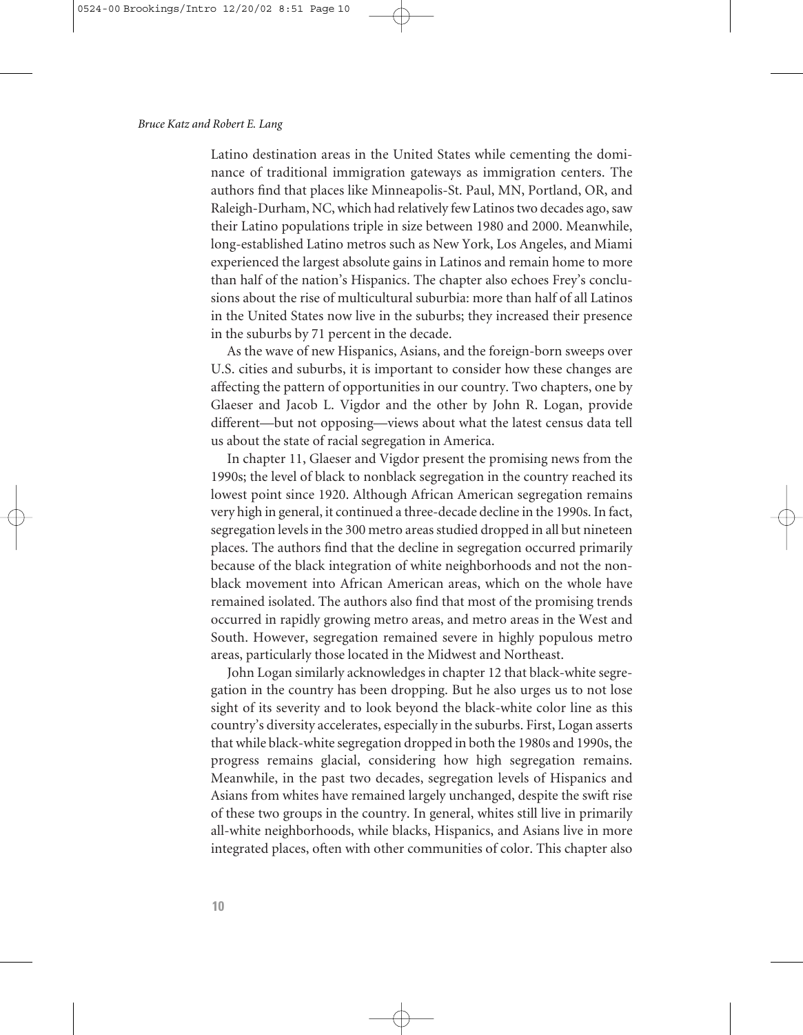Latino destination areas in the United States while cementing the dominance of traditional immigration gateways as immigration centers. The authors find that places like Minneapolis-St. Paul, MN, Portland, OR, and Raleigh-Durham, NC, which had relatively few Latinos two decades ago, saw their Latino populations triple in size between 1980 and 2000. Meanwhile, long-established Latino metros such as New York, Los Angeles, and Miami experienced the largest absolute gains in Latinos and remain home to more than half of the nation's Hispanics. The chapter also echoes Frey's conclusions about the rise of multicultural suburbia: more than half of all Latinos in the United States now live in the suburbs; they increased their presence in the suburbs by 71 percent in the decade.

As the wave of new Hispanics, Asians, and the foreign-born sweeps over U.S. cities and suburbs, it is important to consider how these changes are affecting the pattern of opportunities in our country. Two chapters, one by Glaeser and Jacob L. Vigdor and the other by John R. Logan, provide different—but not opposing—views about what the latest census data tell us about the state of racial segregation in America.

In chapter 11, Glaeser and Vigdor present the promising news from the 1990s; the level of black to nonblack segregation in the country reached its lowest point since 1920. Although African American segregation remains very high in general, it continued a three-decade decline in the 1990s. In fact, segregation levels in the 300 metro areas studied dropped in all but nineteen places. The authors find that the decline in segregation occurred primarily because of the black integration of white neighborhoods and not the nonblack movement into African American areas, which on the whole have remained isolated. The authors also find that most of the promising trends occurred in rapidly growing metro areas, and metro areas in the West and South. However, segregation remained severe in highly populous metro areas, particularly those located in the Midwest and Northeast.

John Logan similarly acknowledges in chapter 12 that black-white segregation in the country has been dropping. But he also urges us to not lose sight of its severity and to look beyond the black-white color line as this country's diversity accelerates, especially in the suburbs. First, Logan asserts that while black-white segregation dropped in both the 1980s and 1990s, the progress remains glacial, considering how high segregation remains. Meanwhile, in the past two decades, segregation levels of Hispanics and Asians from whites have remained largely unchanged, despite the swift rise of these two groups in the country. In general, whites still live in primarily all-white neighborhoods, while blacks, Hispanics, and Asians live in more integrated places, often with other communities of color. This chapter also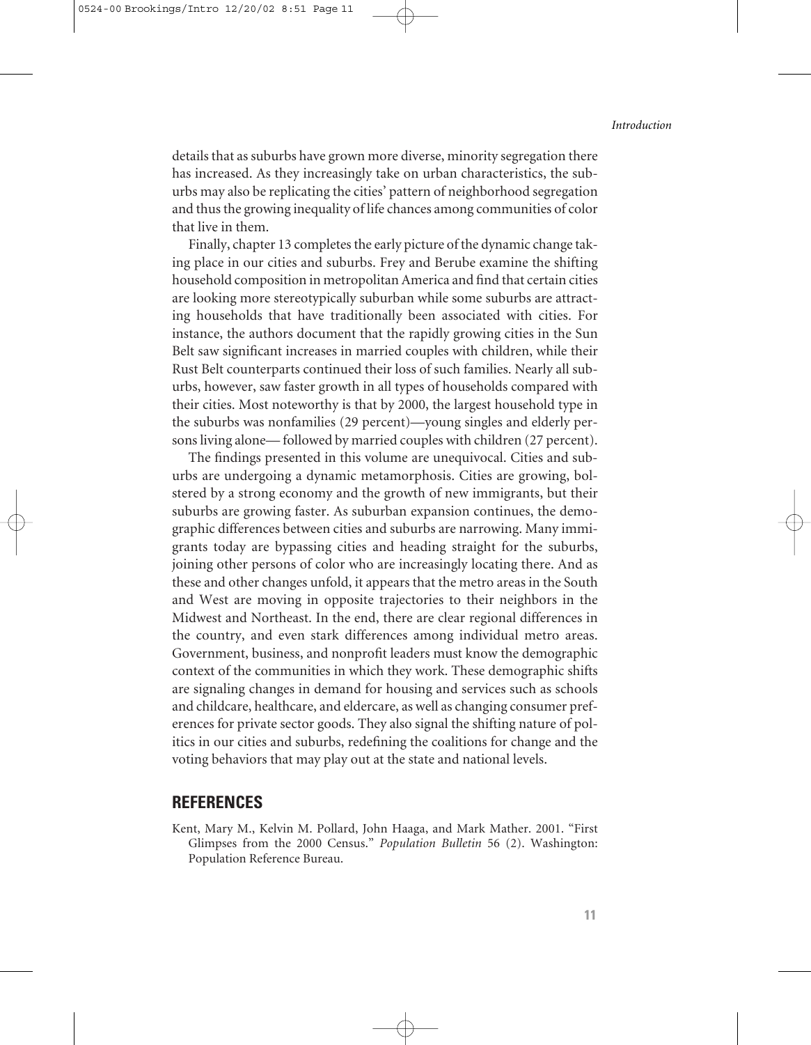details that as suburbs have grown more diverse, minority segregation there has increased. As they increasingly take on urban characteristics, the suburbs may also be replicating the cities' pattern of neighborhood segregation and thus the growing inequality of life chances among communities of color that live in them.

Finally, chapter 13 completes the early picture of the dynamic change taking place in our cities and suburbs. Frey and Berube examine the shifting household composition in metropolitan America and find that certain cities are looking more stereotypically suburban while some suburbs are attracting households that have traditionally been associated with cities. For instance, the authors document that the rapidly growing cities in the Sun Belt saw significant increases in married couples with children, while their Rust Belt counterparts continued their loss of such families. Nearly all suburbs, however, saw faster growth in all types of households compared with their cities. Most noteworthy is that by 2000, the largest household type in the suburbs was nonfamilies (29 percent)—young singles and elderly persons living alone— followed by married couples with children (27 percent).

The findings presented in this volume are unequivocal. Cities and suburbs are undergoing a dynamic metamorphosis. Cities are growing, bolstered by a strong economy and the growth of new immigrants, but their suburbs are growing faster. As suburban expansion continues, the demographic differences between cities and suburbs are narrowing. Many immigrants today are bypassing cities and heading straight for the suburbs, joining other persons of color who are increasingly locating there. And as these and other changes unfold, it appears that the metro areas in the South and West are moving in opposite trajectories to their neighbors in the Midwest and Northeast. In the end, there are clear regional differences in the country, and even stark differences among individual metro areas. Government, business, and nonprofit leaders must know the demographic context of the communities in which they work. These demographic shifts are signaling changes in demand for housing and services such as schools and childcare, healthcare, and eldercare, as well as changing consumer preferences for private sector goods. They also signal the shifting nature of politics in our cities and suburbs, redefining the coalitions for change and the voting behaviors that may play out at the state and national levels.

## REFERENCES

Kent, Mary M., Kelvin M. Pollard, John Haaga, and Mark Mather. 2001. "First Glimpses from the 2000 Census." *Population Bulletin* 56 (2). Washington: Population Reference Bureau.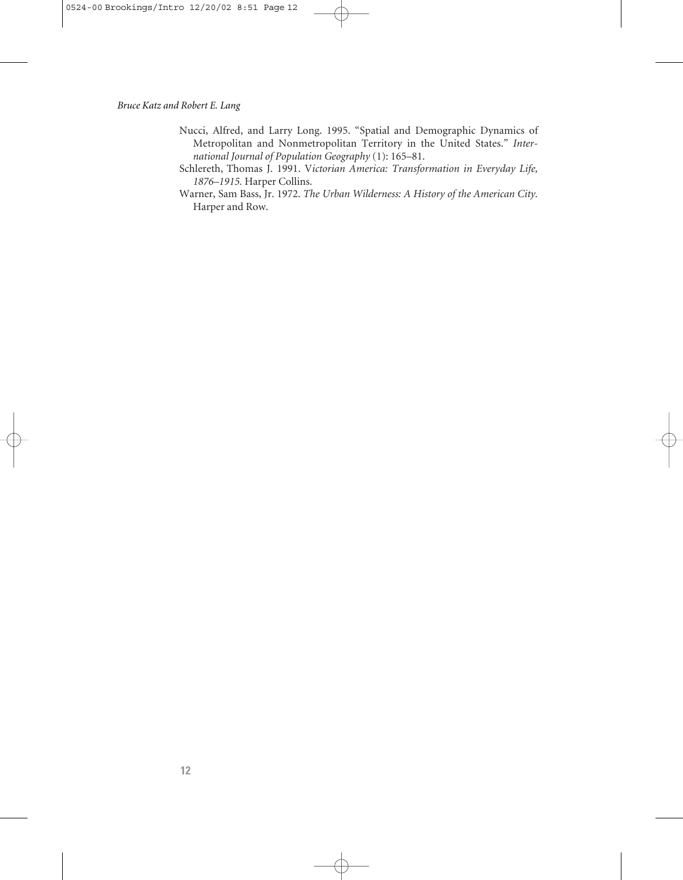Nucci, Alfred, and Larry Long. 1995. "Spatial and Demographic Dynamics of Metropolitan and Nonmetropolitan Territory in the United States." *International Journal of Population Geography* (1): 165–81.

Schlereth, Thomas J. 1991. V*ictorian America: Transformation in Everyday Life, 1876–1915.* Harper Collins.

Warner, Sam Bass, Jr. 1972. *The Urban Wilderness: A History of the American City.* Harper and Row.